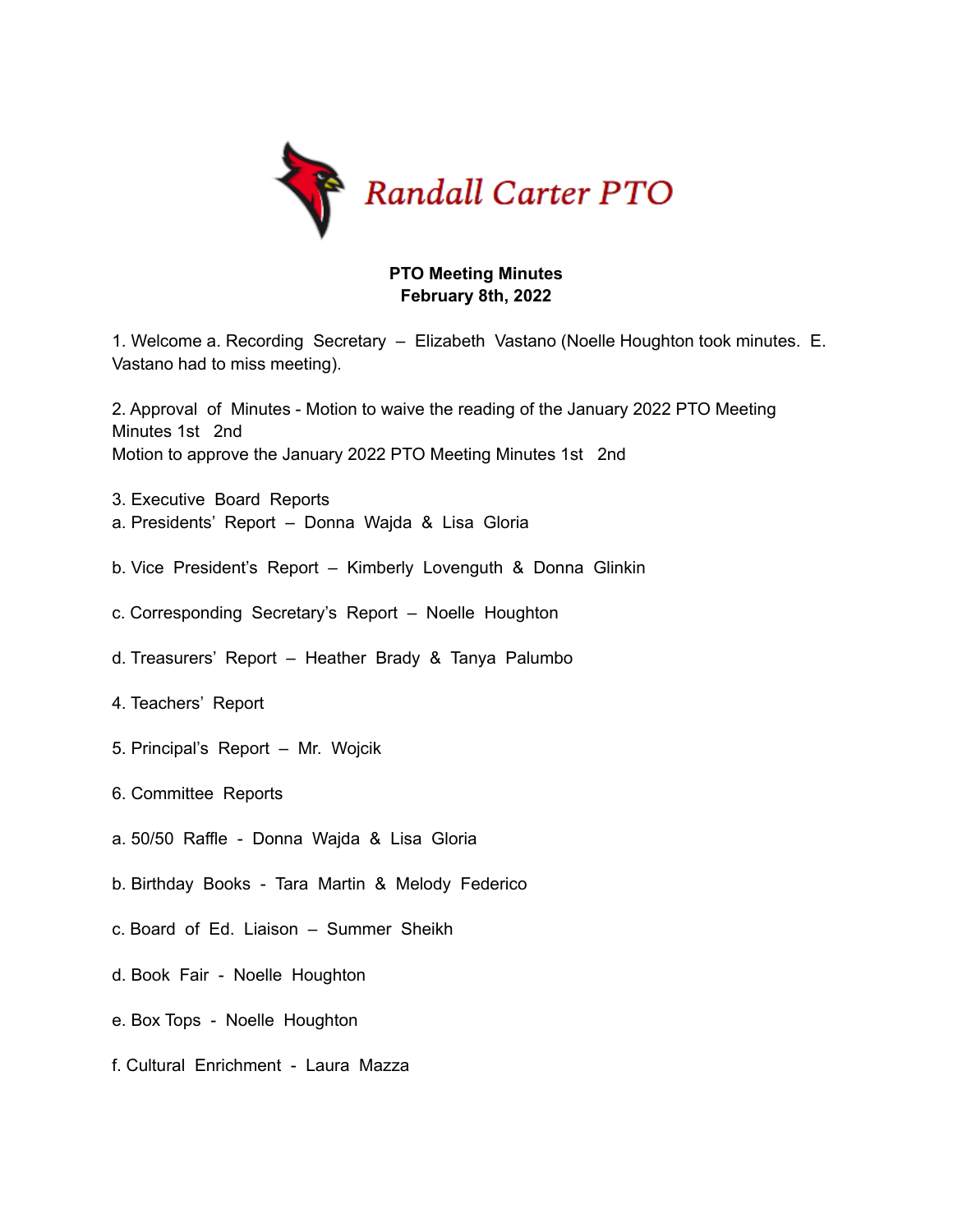Randall Carter PTO

**PTO Meeting Minutes**
**February 8th, 2022**

1. Welcome a. Recording Secretary – Elizabeth Vastano (Noelle Houghton took minutes. E. Vastano had to miss meeting).

2. Approval of Minutes - Motion to waive the reading of the January 2022 PTO Meeting Minutes 1st 2nd
Motion to approve the January 2022 PTO Meeting Minutes 1st 2nd

3. Executive Board Reports
a. Presidents' Report – Donna Wajda & Lisa Gloria

b. Vice President's Report – Kimberly Lovenguth & Donna Glinkin

c. Corresponding Secretary's Report – Noelle Houghton

d. Treasurers' Report – Heather Brady & Tanya Palumbo

4. Teachers' Report

5. Principal's Report – Mr. Wojcik

6. Committee Reports

a. 50/50 Raffle - Donna Wajda & Lisa Gloria

b. Birthday Books - Tara Martin & Melody Federico

c. Board of Ed. Liaison – Summer Sheikh

d. Book Fair - Noelle Houghton

e. Box Tops - Noelle Houghton

f. Cultural Enrichment - Laura Mazza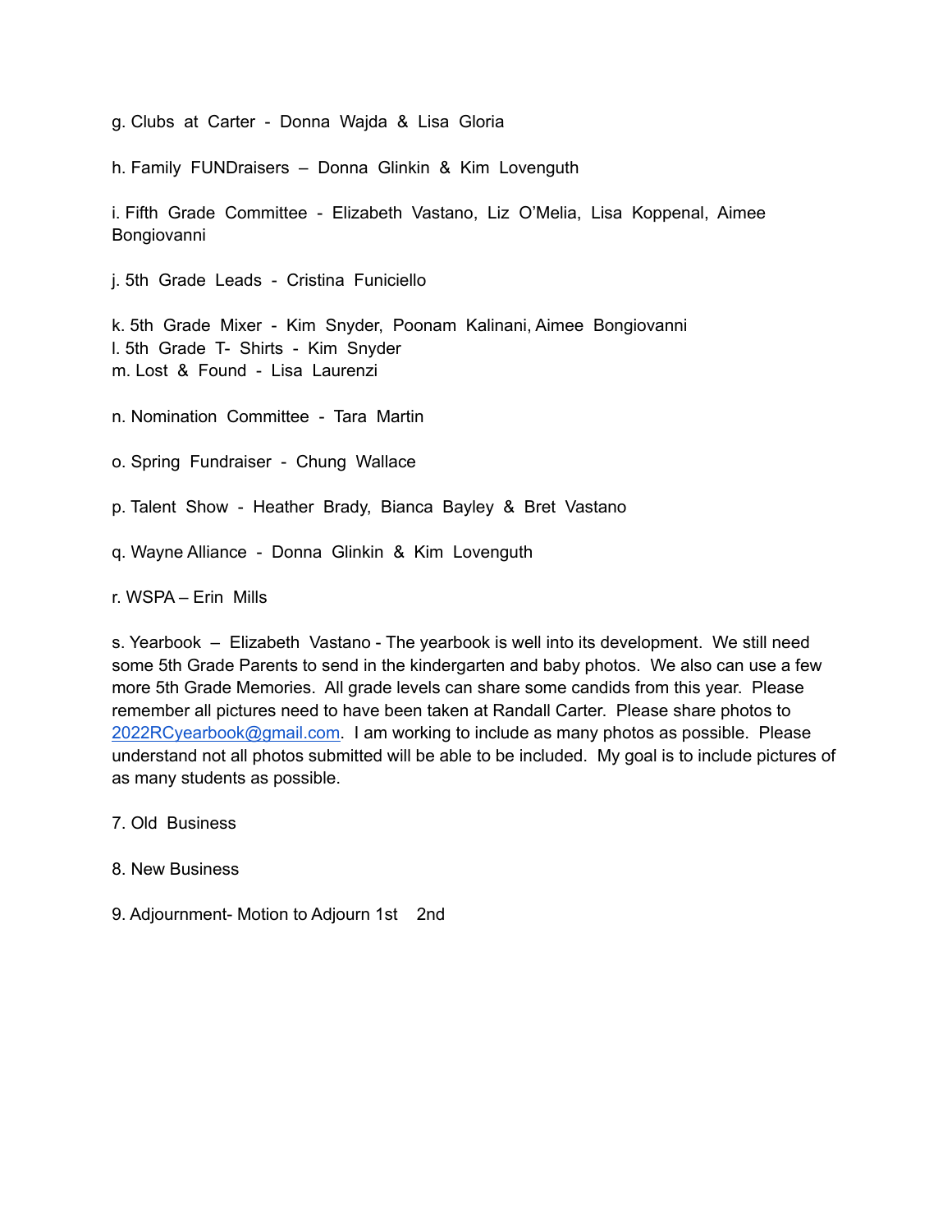g. Clubs at Carter - Donna Wajda & Lisa Gloria

h. Family FUNDraisers – Donna Glinkin & Kim Lovenguth

i. Fifth Grade Committee - Elizabeth Vastano, Liz O'Melia, Lisa Koppenal, Aimee Bongiovanni

j. 5th Grade Leads - Cristina Funiciello

k. 5th Grade Mixer - Kim Snyder, Poonam Kalinani, Aimee Bongiovanni
l. 5th Grade T- Shirts - Kim Snyder
m. Lost & Found - Lisa Laurenzi

n. Nomination Committee - Tara Martin

o. Spring Fundraiser - Chung Wallace

p. Talent Show - Heather Brady, Bianca Bayley & Bret Vastano

q. Wayne Alliance - Donna Glinkin & Kim Lovenguth

r. WSPA – Erin Mills

s. Yearbook – Elizabeth Vastano - The yearbook is well into its development. We still need some 5th Grade Parents to send in the kindergarten and baby photos. We also can use a few more 5th Grade Memories. All grade levels can share some candids from this year. Please remember all pictures need to have been taken at Randall Carter. Please share photos to 2022RCyearbook@gmail.com. I am working to include as many photos as possible. Please understand not all photos submitted will be able to be included. My goal is to include pictures of as many students as possible.

7. Old Business

8. New Business

9. Adjournment- Motion to Adjourn 1st 2nd